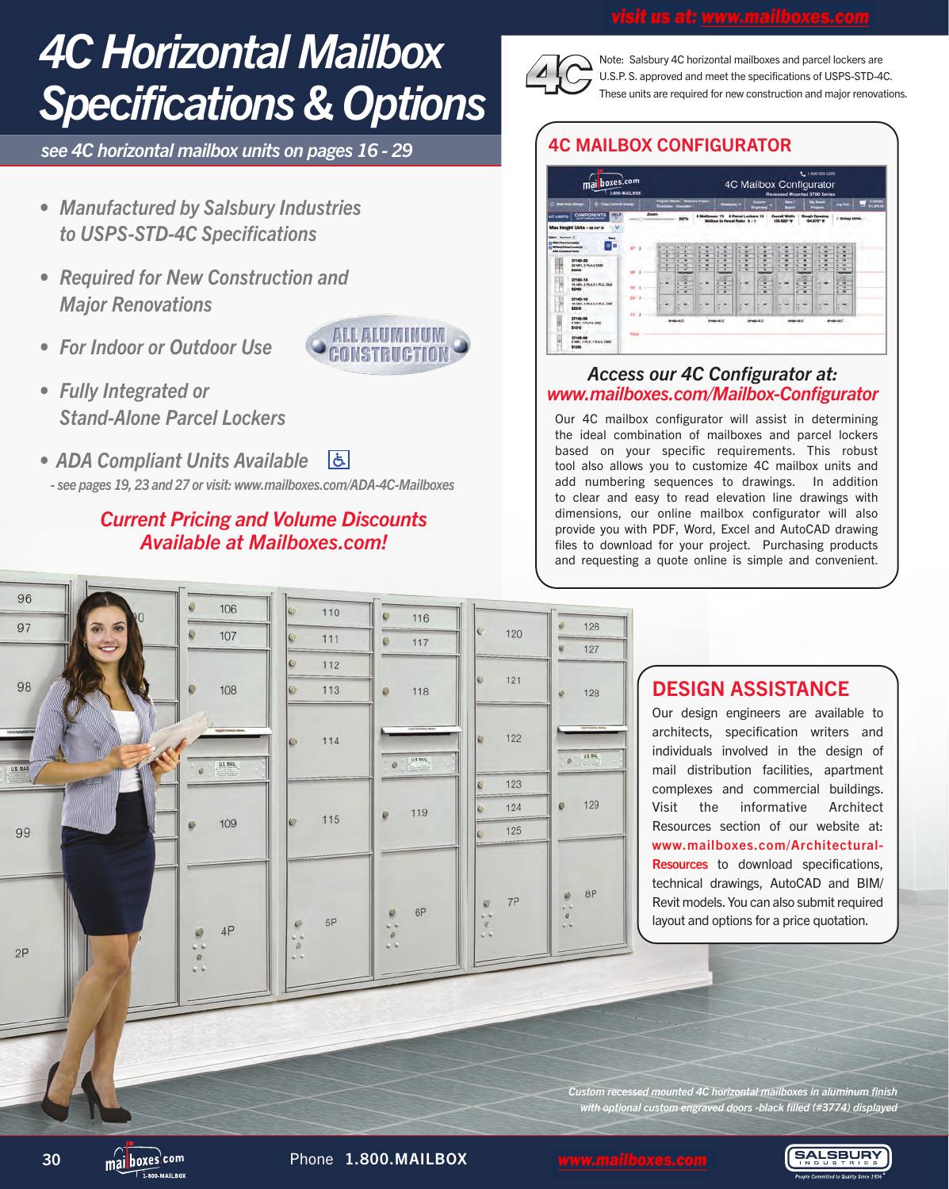# 4C Horizontal Mailbox Specifications & Options

*see 4C horizontal mailbox units on pages 16 - 29*

- *Manufactured by Salsbury Industries to USPS-STD-4C Specifications*
- *Required for New Construction and Major Renovations*
- *For Indoor or Outdoor Use*
- *Fully Integrated or Stand-Alone Parcel Lockers*
- *ADA Compliant Units Available*

*- see pages 19, 23 and 27 or visit: www.mailboxes.com/ADA-4C-Mailboxes*

ALL ALUMINUM CONSTRUCTION

***Current Pricing and Volume Discounts Available at Mailboxes.com!***

Note: Salsbury 4C horizontal mailboxes and parcel lockers are U.S.P.S. approved and meet the specifications of USPS-STD-4C. These units are required for new construction and major renovations.

## 4C MAILBOX CONFIGURATOR

*Access our 4C Configurator at:*
*www.mailboxes.com/Mailbox-Configurator*

Our 4C mailbox configurator will assist in determining the ideal combination of mailboxes and parcel lockers based on your specific requirements. This robust tool also allows you to customize 4C mailbox units and add numbering sequences to drawings. In addition to clear and easy to read elevation line drawings with dimensions, our online mailbox configurator will also provide you with PDF, Word, Excel and AutoCAD drawing files to download for your project. Purchasing products and requesting a quote online is simple and convenient.

## DESIGN ASSISTANCE

Our design engineers are available to architects, specification writers and individuals involved in the design of mail distribution facilities, apartment complexes and commercial buildings. Visit the informative Architect Resources section of our website at: www.mailboxes.com/Architectural-Resources to download specifications, technical drawings, AutoCAD and BIM/ Revit models. You can also submit required layout and options for a price quotation.

*Custom recessed mounted 4C horizontal mailboxes in aluminum finish with optional custom engraved doors -black filled (#3774) displayed*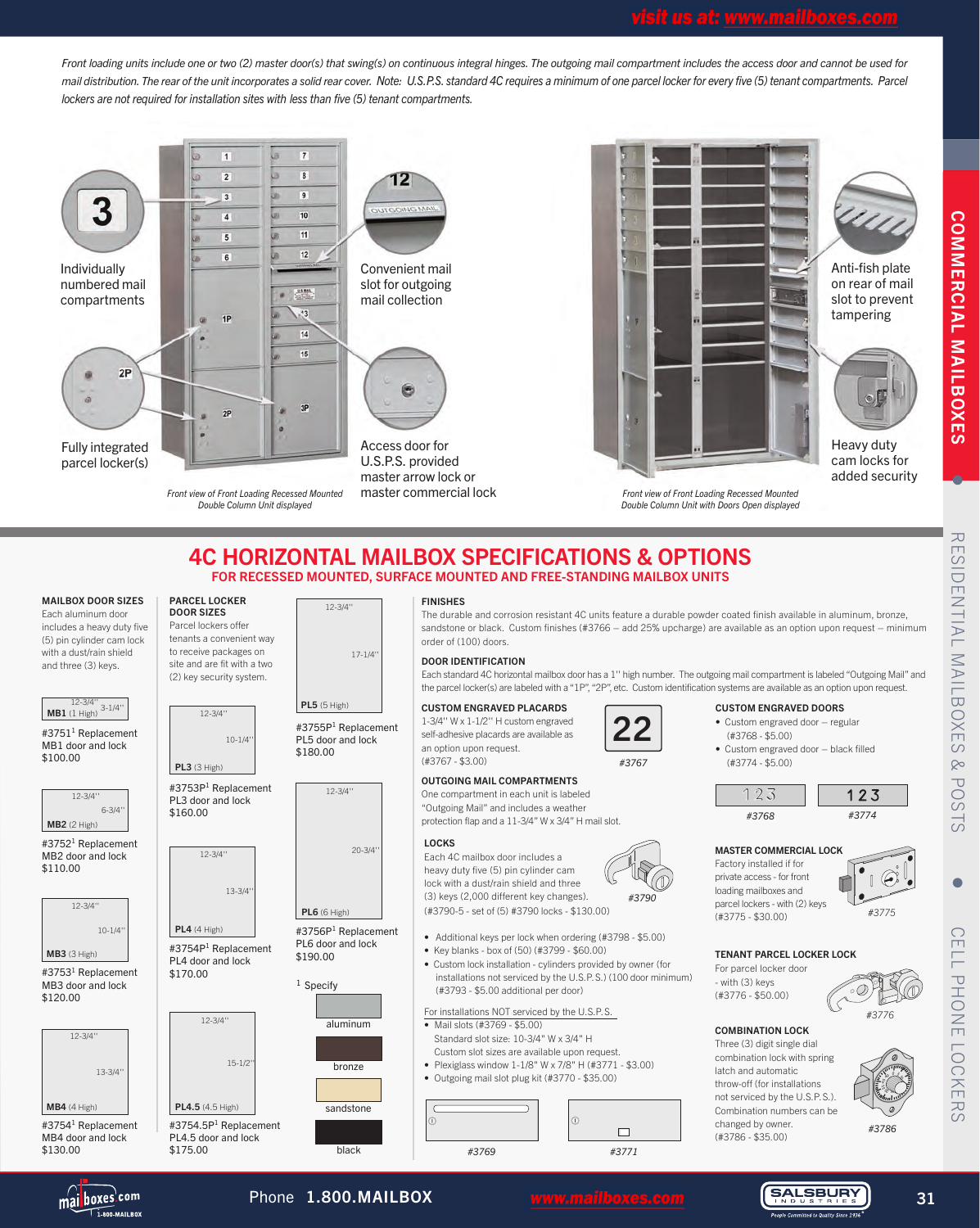*Front loading units include one or two (2) master door(s) that swing(s) on continuous integral hinges. The outgoing mail compartment includes the access door and cannot be used for mail distribution. The rear of the unit incorporates a solid rear cover. Note: U.S.P.S. standard 4C requires a minimum of one parcel locker for every five (5) tenant compartments. Parcel lockers are not required for installation sites with less than five (5) tenant compartments.*

Individually numbered mail compartments

Fully integrated parcel locker(s)

Convenient mail slot for outgoing mail collection

Access door for U.S.P.S. provided master arrow lock or master commercial lock

*Front view of Front Loading Recessed Mounted Double Column Unit displayed*

Anti-fish plate on rear of mail slot to prevent tampering

Heavy duty cam locks for added security

*Front view of Front Loading Recessed Mounted Double Column Unit with Doors Open displayed*

# 4C HORIZONTAL MAILBOX SPECIFICATIONS & OPTIONS

## FOR RECESSED MOUNTED, SURFACE MOUNTED AND FREE-STANDING MAILBOX UNITS

### MAILBOX DOOR SIZES

Each aluminum door includes a heavy duty five (5) pin cylinder cam lock with a dust/rain shield and three (3) keys.

**MB1** (1 High) 12-3/4" × 3-1/4"
#3751[1] Replacement MB1 door and lock
$100.00

**MB2** (2 High) 12-3/4" × 6-3/4"
#3752[1] Replacement MB2 door and lock
$110.00

**MB3** (3 High) 12-3/4" × 10-1/4"
#3753[1] Replacement MB3 door and lock
$120.00

**MB4** (4 High) 12-3/4" × 13-3/4"
#3754[1] Replacement MB4 door and lock
$130.00

### PARCEL LOCKER DOOR SIZES

Parcel lockers offer tenants a convenient way to receive packages on site and are fit with a two (2) key security system.

**PL3** (3 High) 12-3/4" × 10-1/4"
#3753P[1] Replacement PL3 door and lock
$160.00

**PL4** (4 High) 12-3/4" × 13-3/4"
#3754P[1] Replacement PL4 door and lock
$170.00

**PL4.5** (4.5 High) 12-3/4" × 15-1/2"
#3754.5P[1] Replacement PL4.5 door and lock
$175.00

**PL5** (5 High) 12-3/4" × 17-1/4"
#3755P[1] Replacement PL5 door and lock
$180.00

**PL6** (6 High) 12-3/4" × 20-3/4"
#3756P[1] Replacement PL6 door and lock
$190.00

[1] Specify

aluminum

bronze

sandstone

black

### FINISHES

The durable and corrosion resistant 4C units feature a durable powder coated finish available in aluminum, bronze, sandstone or black. Custom finishes (#3766 – add 25% upcharge) are available as an option upon request – minimum order of (100) doors.

### DOOR IDENTIFICATION

Each standard 4C horizontal mailbox door has a 1" high number. The outgoing mail compartment is labeled "Outgoing Mail" and the parcel locker(s) are labeled with a "1P", "2P", etc. Custom identification systems are available as an option upon request.

### CUSTOM ENGRAVED PLACARDS

1-3/4" W x 1-1/2" H custom engraved self-adhesive placards are available as an option upon request.
(#3767 - $3.00)

22
*#3767*

### OUTGOING MAIL COMPARTMENTS

One compartment in each unit is labeled "Outgoing Mail" and includes a weather protection flap and a 11-3/4" W x 3/4" H mail slot.

### LOCKS

Each 4C mailbox door includes a heavy duty five (5) pin cylinder cam lock with a dust/rain shield and three (3) keys (2,000 different key changes).
(#3790-5 - set of (5) #3790 locks - $130.00)

*#3790*

- Additional keys per lock when ordering (#3798 - $5.00)
- Key blanks - box of (50) (#3799 - $60.00)
- Custom lock installation - cylinders provided by owner (for installations not serviced by the U.S.P.S.) (100 door minimum) (#3793 - $5.00 additional per door)

For installations NOT serviced by the U.S.P.S.

- Mail slots (#3769 - $5.00)
  Standard slot size: 10-3/4" W x 3/4" H
  Custom slot sizes are available upon request.
- Plexiglass window 1-1/8" W x 7/8" H (#3771 - $3.00)
- Outgoing mail slot plug kit (#3770 - $35.00)

*#3769* *#3771*

### CUSTOM ENGRAVED DOORS

- Custom engraved door – regular (#3768 - $5.00)
- Custom engraved door – black filled (#3774 - $5.00)

123 *#3768* 123 *#3774*

### MASTER COMMERCIAL LOCK

Factory installed if for private access - for front loading mailboxes and parcel lockers - with (2) keys
(#3775 - $30.00)

*#3775*

### TENANT PARCEL LOCKER LOCK

For parcel locker door - with (3) keys
(#3776 - $50.00)

*#3776*

### COMBINATION LOCK

Three (3) digit single dial combination lock with spring latch and automatic throw-off (for installations not serviced by the U.S.P.S.). Combination numbers can be changed by owner.
(#3786 - $35.00)

*#3786*